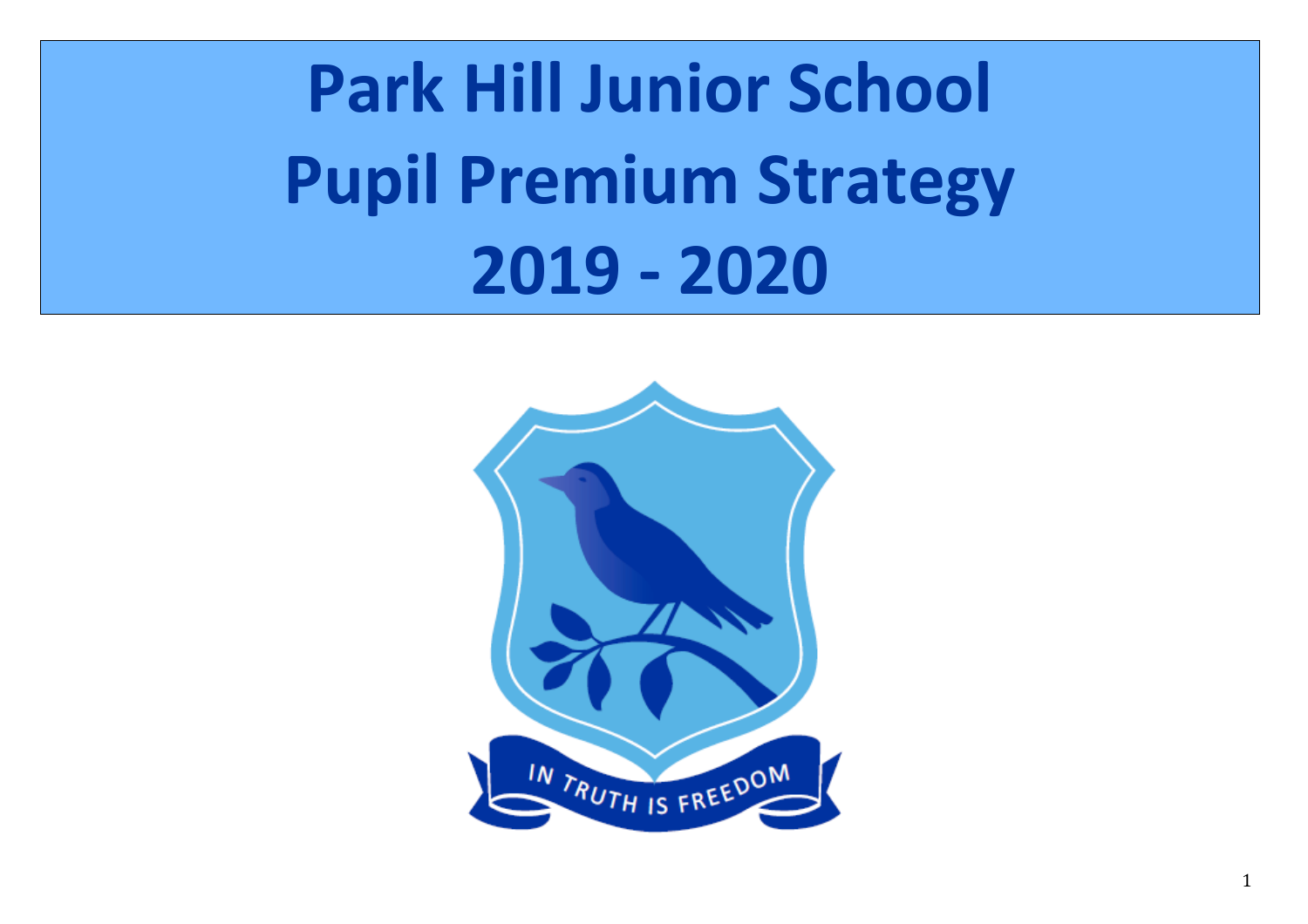# Park Hill Junior School
# Pupil Premium Strategy
# 2019 - 2020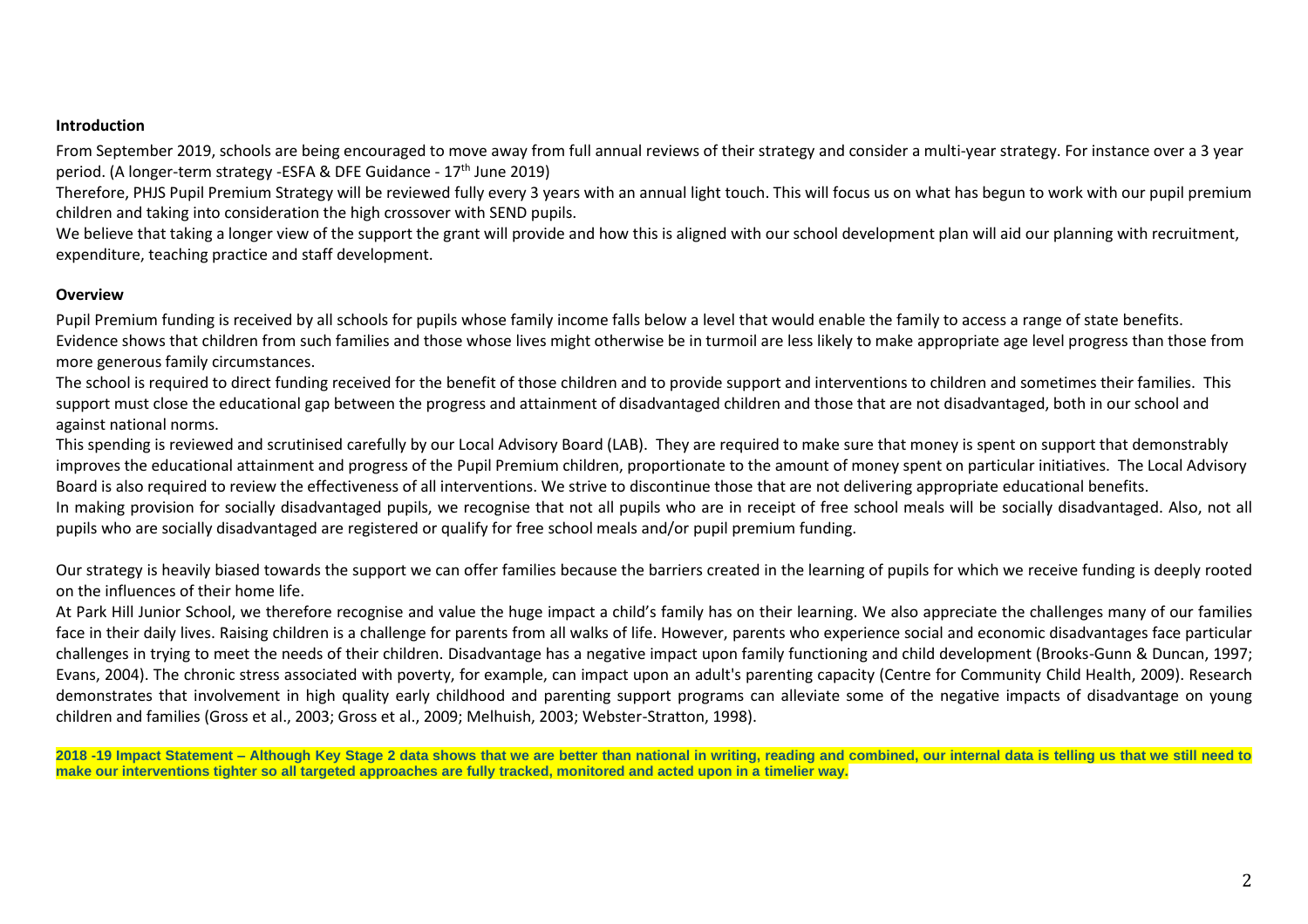**Introduction**

From September 2019, schools are being encouraged to move away from full annual reviews of their strategy and consider a multi-year strategy. For instance over a 3 year period. (A longer-term strategy -ESFA & DFE Guidance - 17th June 2019)

Therefore, PHJS Pupil Premium Strategy will be reviewed fully every 3 years with an annual light touch. This will focus us on what has begun to work with our pupil premium children and taking into consideration the high crossover with SEND pupils.

We believe that taking a longer view of the support the grant will provide and how this is aligned with our school development plan will aid our planning with recruitment, expenditure, teaching practice and staff development.

**Overview**

Pupil Premium funding is received by all schools for pupils whose family income falls below a level that would enable the family to access a range of state benefits.

Evidence shows that children from such families and those whose lives might otherwise be in turmoil are less likely to make appropriate age level progress than those from more generous family circumstances.

The school is required to direct funding received for the benefit of those children and to provide support and interventions to children and sometimes their families. This support must close the educational gap between the progress and attainment of disadvantaged children and those that are not disadvantaged, both in our school and against national norms.

This spending is reviewed and scrutinised carefully by our Local Advisory Board (LAB). They are required to make sure that money is spent on support that demonstrably improves the educational attainment and progress of the Pupil Premium children, proportionate to the amount of money spent on particular initiatives. The Local Advisory Board is also required to review the effectiveness of all interventions. We strive to discontinue those that are not delivering appropriate educational benefits.

In making provision for socially disadvantaged pupils, we recognise that not all pupils who are in receipt of free school meals will be socially disadvantaged. Also, not all pupils who are socially disadvantaged are registered or qualify for free school meals and/or pupil premium funding.

Our strategy is heavily biased towards the support we can offer families because the barriers created in the learning of pupils for which we receive funding is deeply rooted on the influences of their home life.

At Park Hill Junior School, we therefore recognise and value the huge impact a child's family has on their learning. We also appreciate the challenges many of our families face in their daily lives. Raising children is a challenge for parents from all walks of life. However, parents who experience social and economic disadvantages face particular challenges in trying to meet the needs of their children. Disadvantage has a negative impact upon family functioning and child development (Brooks-Gunn & Duncan, 1997; Evans, 2004). The chronic stress associated with poverty, for example, can impact upon an adult's parenting capacity (Centre for Community Child Health, 2009). Research demonstrates that involvement in high quality early childhood and parenting support programs can alleviate some of the negative impacts of disadvantage on young children and families (Gross et al., 2003; Gross et al., 2009; Melhuish, 2003; Webster-Stratton, 1998).

**2018 -19 Impact Statement – Although Key Stage 2 data shows that we are better than national in writing, reading and combined, our internal data is telling us that we still need to make our interventions tighter so all targeted approaches are fully tracked, monitored and acted upon in a timelier way.**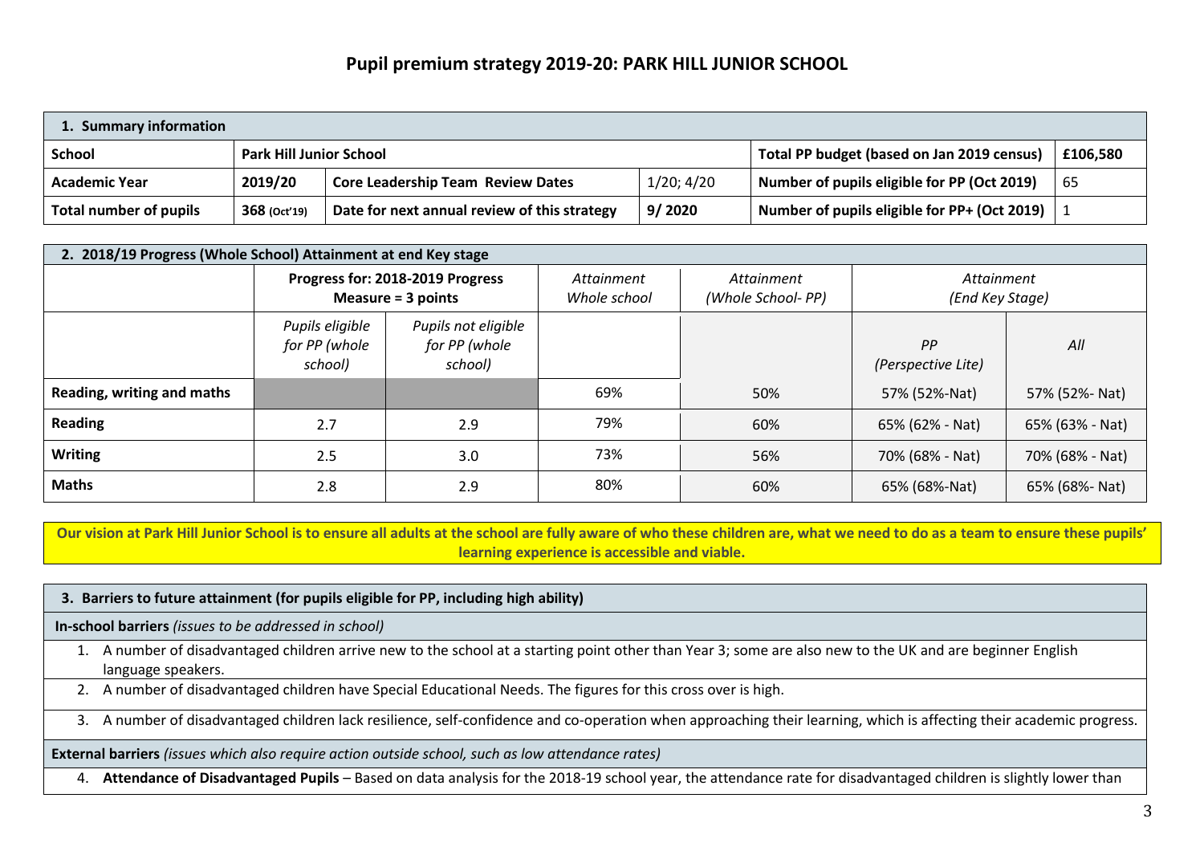# Pupil premium strategy 2019-20: PARK HILL JUNIOR SCHOOL

| **1. Summary information** | | | | | |
|---|---|---|---|---|---|
| **School** | **Park Hill Junior School** | | | **Total PP budget (based on Jan 2019 census)** | **£106,580** |
| **Academic Year** | **2019/20** | **Core Leadership Team Review Dates** | 1/20; 4/20 | **Number of pupils eligible for PP (Oct 2019)** | 65 |
| **Total number of pupils** | **368 (Oct'19)** | **Date for next annual review of this strategy** | **9/ 2020** | **Number of pupils eligible for PP+ (Oct 2019)** | 1 |

| **2. 2018/19 Progress (Whole School) Attainment at end Key stage** | | | | | | |
|---|---|---|---|---|---|---|
| | **Progress for: 2018-2019 Progress Measure = 3 points** | | *Attainment Whole school* | *Attainment (Whole School- PP)* | *Attainment (End Key Stage)* | |
| | *Pupils eligible for PP (whole school)* | *Pupils not eligible for PP (whole school)* | | | *PP (Perspective Lite)* | *All* |
| **Reading, writing and maths** | | | 69% | 50% | 57% (52%-Nat) | 57% (52%- Nat) |
| **Reading** | 2.7 | 2.9 | 79% | 60% | 65% (62% - Nat) | 65% (63% - Nat) |
| **Writing** | 2.5 | 3.0 | 73% | 56% | 70% (68% - Nat) | 70% (68% - Nat) |
| **Maths** | 2.8 | 2.9 | 80% | 60% | 65% (68%-Nat) | 65% (68%- Nat) |

**Our vision at Park Hill Junior School is to ensure all adults at the school are fully aware of who these children are, what we need to do as a team to ensure these pupils' learning experience is accessible and viable.**

| **3. Barriers to future attainment (for pupils eligible for PP, including high ability)** |
|---|
| **In-school barriers** *(issues to be addressed in school)* |
| 1. A number of disadvantaged children arrive new to the school at a starting point other than Year 3; some are also new to the UK and are beginner English language speakers. |
| 2. A number of disadvantaged children have Special Educational Needs. The figures for this cross over is high. |
| 3. A number of disadvantaged children lack resilience, self-confidence and co-operation when approaching their learning, which is affecting their academic progress. |
| **External barriers** *(issues which also require action outside school, such as low attendance rates)* |
| 4. **Attendance of Disadvantaged Pupils** – Based on data analysis for the 2018-19 school year, the attendance rate for disadvantaged children is slightly lower than |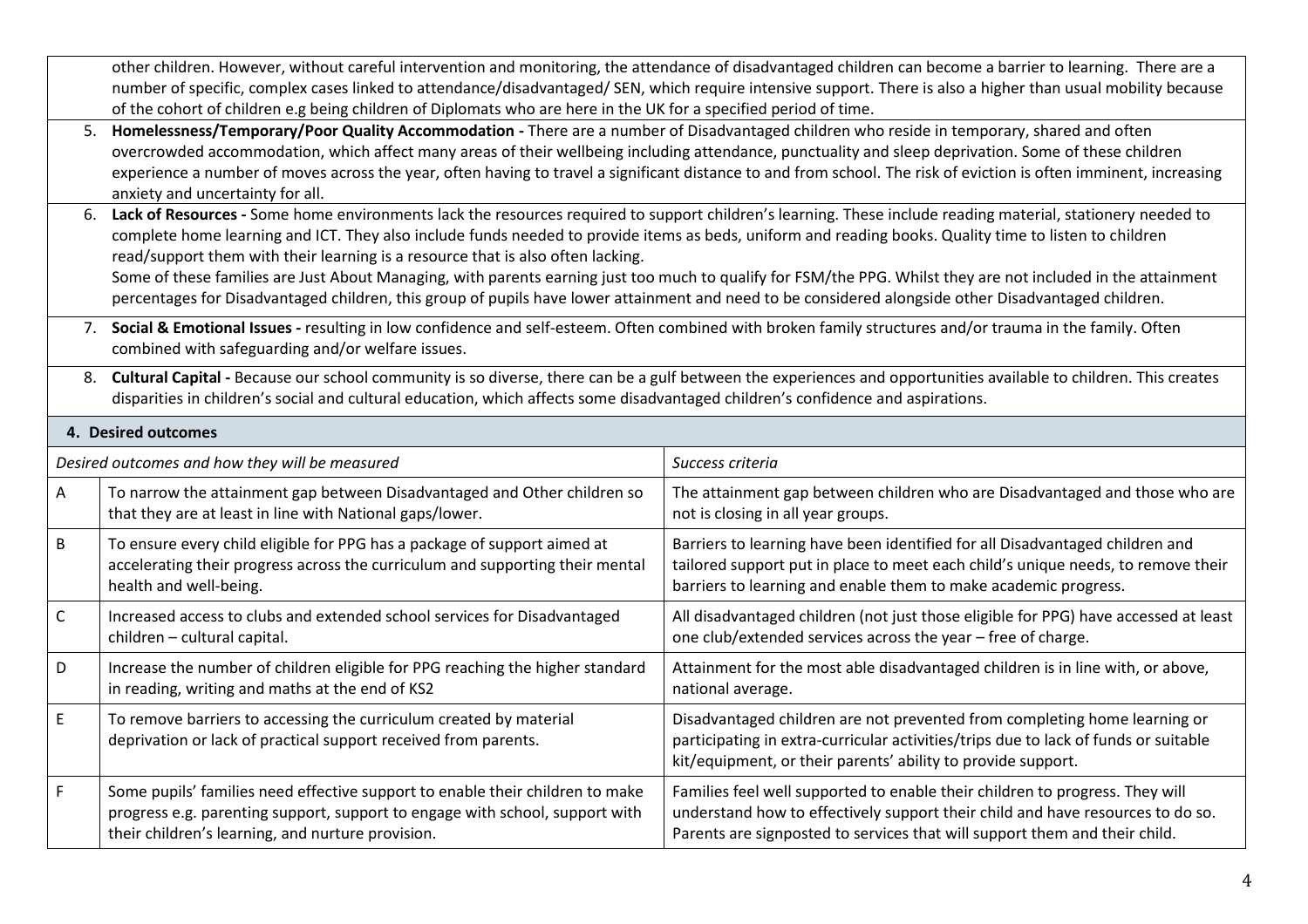other children. However, without careful intervention and monitoring, the attendance of disadvantaged children can become a barrier to learning. There are a number of specific, complex cases linked to attendance/disadvantaged/ SEN, which require intensive support. There is also a higher than usual mobility because of the cohort of children e.g being children of Diplomats who are here in the UK for a specified period of time.

5. **Homelessness/Temporary/Poor Quality Accommodation -** There are a number of Disadvantaged children who reside in temporary, shared and often overcrowded accommodation, which affect many areas of their wellbeing including attendance, punctuality and sleep deprivation. Some of these children experience a number of moves across the year, often having to travel a significant distance to and from school. The risk of eviction is often imminent, increasing anxiety and uncertainty for all.
6. **Lack of Resources -** Some home environments lack the resources required to support children's learning. These include reading material, stationery needed to complete home learning and ICT. They also include funds needed to provide items as beds, uniform and reading books. Quality time to listen to children read/support them with their learning is a resource that is also often lacking.
   Some of these families are Just About Managing, with parents earning just too much to qualify for FSM/the PPG. Whilst they are not included in the attainment percentages for Disadvantaged children, this group of pupils have lower attainment and need to be considered alongside other Disadvantaged children.
7. **Social & Emotional Issues -** resulting in low confidence and self-esteem. Often combined with broken family structures and/or trauma in the family. Often combined with safeguarding and/or welfare issues.
8. **Cultural Capital -** Because our school community is so diverse, there can be a gulf between the experiences and opportunities available to children. This creates disparities in children's social and cultural education, which affects some disadvantaged children's confidence and aspirations.

## 4. Desired outcomes

| | *Desired outcomes and how they will be measured* | *Success criteria* |
|---|---|---|
| A | To narrow the attainment gap between Disadvantaged and Other children so that they are at least in line with National gaps/lower. | The attainment gap between children who are Disadvantaged and those who are not is closing in all year groups. |
| B | To ensure every child eligible for PPG has a package of support aimed at accelerating their progress across the curriculum and supporting their mental health and well-being. | Barriers to learning have been identified for all Disadvantaged children and tailored support put in place to meet each child's unique needs, to remove their barriers to learning and enable them to make academic progress. |
| C | Increased access to clubs and extended school services for Disadvantaged children – cultural capital. | All disadvantaged children (not just those eligible for PPG) have accessed at least one club/extended services across the year – free of charge. |
| D | Increase the number of children eligible for PPG reaching the higher standard in reading, writing and maths at the end of KS2 | Attainment for the most able disadvantaged children is in line with, or above, national average. |
| E | To remove barriers to accessing the curriculum created by material deprivation or lack of practical support received from parents. | Disadvantaged children are not prevented from completing home learning or participating in extra-curricular activities/trips due to lack of funds or suitable kit/equipment, or their parents' ability to provide support. |
| F | Some pupils' families need effective support to enable their children to make progress e.g. parenting support, support to engage with school, support with their children's learning, and nurture provision. | Families feel well supported to enable their children to progress. They will understand how to effectively support their child and have resources to do so. Parents are signposted to services that will support them and their child. |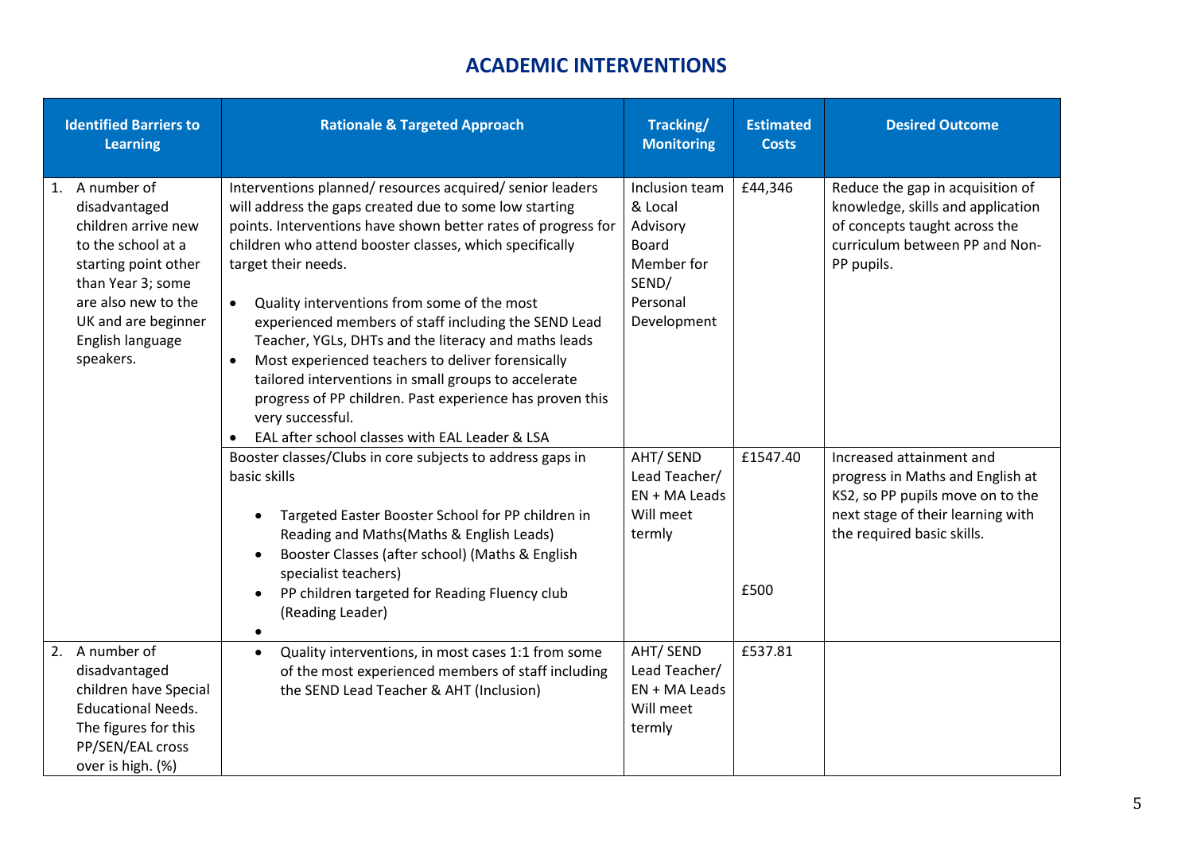## ACADEMIC INTERVENTIONS

| Identified Barriers to Learning | Rationale & Targeted Approach | Tracking/ Monitoring | Estimated Costs | Desired Outcome |
|---|---|---|---|---|
| 1. A number of disadvantaged children arrive new to the school at a starting point other than Year 3; some are also new to the UK and are beginner English language speakers. | Interventions planned/ resources acquired/ senior leaders will address the gaps created due to some low starting points. Interventions have shown better rates of progress for children who attend booster classes, which specifically target their needs.<br>• Quality interventions from some of the most experienced members of staff including the SEND Lead Teacher, YGLs, DHTs and the literacy and maths leads<br>• Most experienced teachers to deliver forensically tailored interventions in small groups to accelerate progress of PP children. Past experience has proven this very successful.<br>• EAL after school classes with EAL Leader & LSA | Inclusion team & Local Advisory Board Member for SEND/ Personal Development | £44,346 | Reduce the gap in acquisition of knowledge, skills and application of concepts taught across the curriculum between PP and Non-PP pupils. |
| | Booster classes/Clubs in core subjects to address gaps in basic skills<br>• Targeted Easter Booster School for PP children in Reading and Maths(Maths & English Leads)<br>• Booster Classes (after school) (Maths & English specialist teachers)<br>• PP children targeted for Reading Fluency club (Reading Leader)<br>• | AHT/ SEND Lead Teacher/ EN + MA Leads Will meet termly | £1547.40<br><br>£500 | Increased attainment and progress in Maths and English at KS2, so PP pupils move on to the next stage of their learning with the required basic skills. |
| 2. A number of disadvantaged children have Special Educational Needs. The figures for this PP/SEN/EAL cross over is high. (%) | • Quality interventions, in most cases 1:1 from some of the most experienced members of staff including the SEND Lead Teacher & AHT (Inclusion) | AHT/ SEND Lead Teacher/ EN + MA Leads Will meet termly | £537.81 | |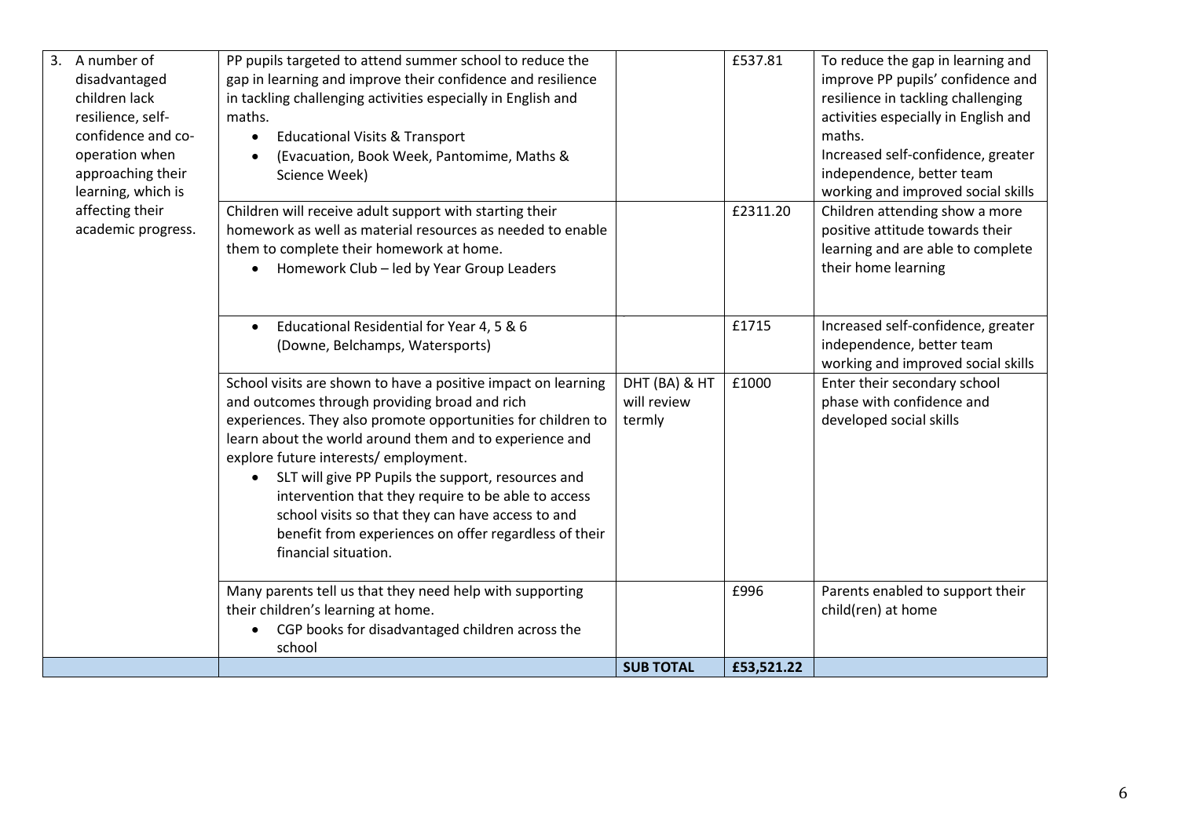| | | | | |
|---|---|---|---|---|
| 3. A number of disadvantaged children lack resilience, self-confidence and co-operation when approaching their learning, which is affecting their academic progress. | PP pupils targeted to attend summer school to reduce the gap in learning and improve their confidence and resilience in tackling challenging activities especially in English and maths.<br>• Educational Visits & Transport<br>• (Evacuation, Book Week, Pantomime, Maths & Science Week) | | £537.81 | To reduce the gap in learning and improve PP pupils' confidence and resilience in tackling challenging activities especially in English and maths.<br>Increased self-confidence, greater independence, better team working and improved social skills |
| | Children will receive adult support with starting their homework as well as material resources as needed to enable them to complete their homework at home.<br>• Homework Club – led by Year Group Leaders | | £2311.20 | Children attending show a more positive attitude towards their learning and are able to complete their home learning |
| | • Educational Residential for Year 4, 5 & 6 (Downe, Belchamps, Watersports) | | £1715 | Increased self-confidence, greater independence, better team working and improved social skills |
| | School visits are shown to have a positive impact on learning and outcomes through providing broad and rich experiences. They also promote opportunities for children to learn about the world around them and to experience and explore future interests/ employment.<br>• SLT will give PP Pupils the support, resources and intervention that they require to be able to access school visits so that they can have access to and benefit from experiences on offer regardless of their financial situation. | DHT (BA) & HT will review termly | £1000 | Enter their secondary school phase with confidence and developed social skills |
| | Many parents tell us that they need help with supporting their children's learning at home.<br>• CGP books for disadvantaged children across the school | | £996 | Parents enabled to support their child(ren) at home |
| | | **SUB TOTAL** | **£53,521.22** | |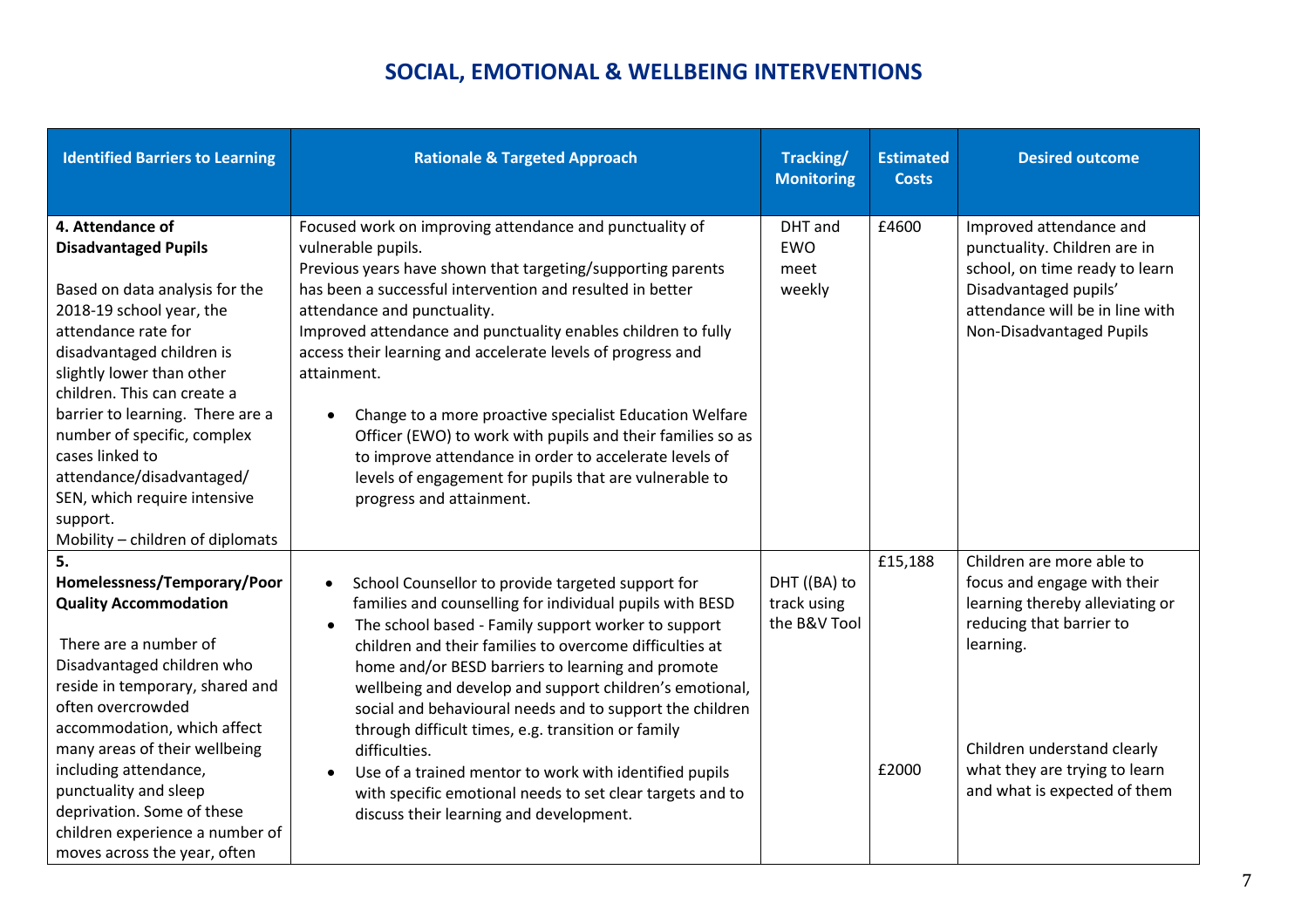# SOCIAL, EMOTIONAL & WELLBEING INTERVENTIONS

| Identified Barriers to Learning | Rationale & Targeted Approach | Tracking/ Monitoring | Estimated Costs | Desired outcome |
|---|---|---|---|---|
| **4. Attendance of Disadvantaged Pupils**<br><br>Based on data analysis for the 2018-19 school year, the attendance rate for disadvantaged children is slightly lower than other children. This can create a barrier to learning. There are a number of specific, complex cases linked to attendance/disadvantaged/ SEN, which require intensive support.<br>Mobility – children of diplomats | Focused work on improving attendance and punctuality of vulnerable pupils.<br>Previous years have shown that targeting/supporting parents has been a successful intervention and resulted in better attendance and punctuality.<br>Improved attendance and punctuality enables children to fully access their learning and accelerate levels of progress and attainment.<br><br>• Change to a more proactive specialist Education Welfare Officer (EWO) to work with pupils and their families so as to improve attendance in order to accelerate levels of levels of engagement for pupils that are vulnerable to progress and attainment. | DHT and EWO meet weekly | £4600 | Improved attendance and punctuality. Children are in school, on time ready to learn Disadvantaged pupils' attendance will be in line with Non-Disadvantaged Pupils |
| **5. Homelessness/Temporary/Poor Quality Accommodation**<br><br>There are a number of Disadvantaged children who reside in temporary, shared and often overcrowded accommodation, which affect many areas of their wellbeing including attendance, punctuality and sleep deprivation. Some of these children experience a number of moves across the year, often | • School Counsellor to provide targeted support for families and counselling for individual pupils with BESD<br>• The school based - Family support worker to support children and their families to overcome difficulties at home and/or BESD barriers to learning and promote wellbeing and develop and support children's emotional, social and behavioural needs and to support the children through difficult times, e.g. transition or family difficulties.<br>• Use of a trained mentor to work with identified pupils with specific emotional needs to set clear targets and to discuss their learning and development. | DHT ((BA) to track using the B&V Tool | £15,188<br><br><br><br><br>£2000 | Children are more able to focus and engage with their learning thereby alleviating or reducing that barrier to learning.<br><br><br>Children understand clearly what they are trying to learn and what is expected of them |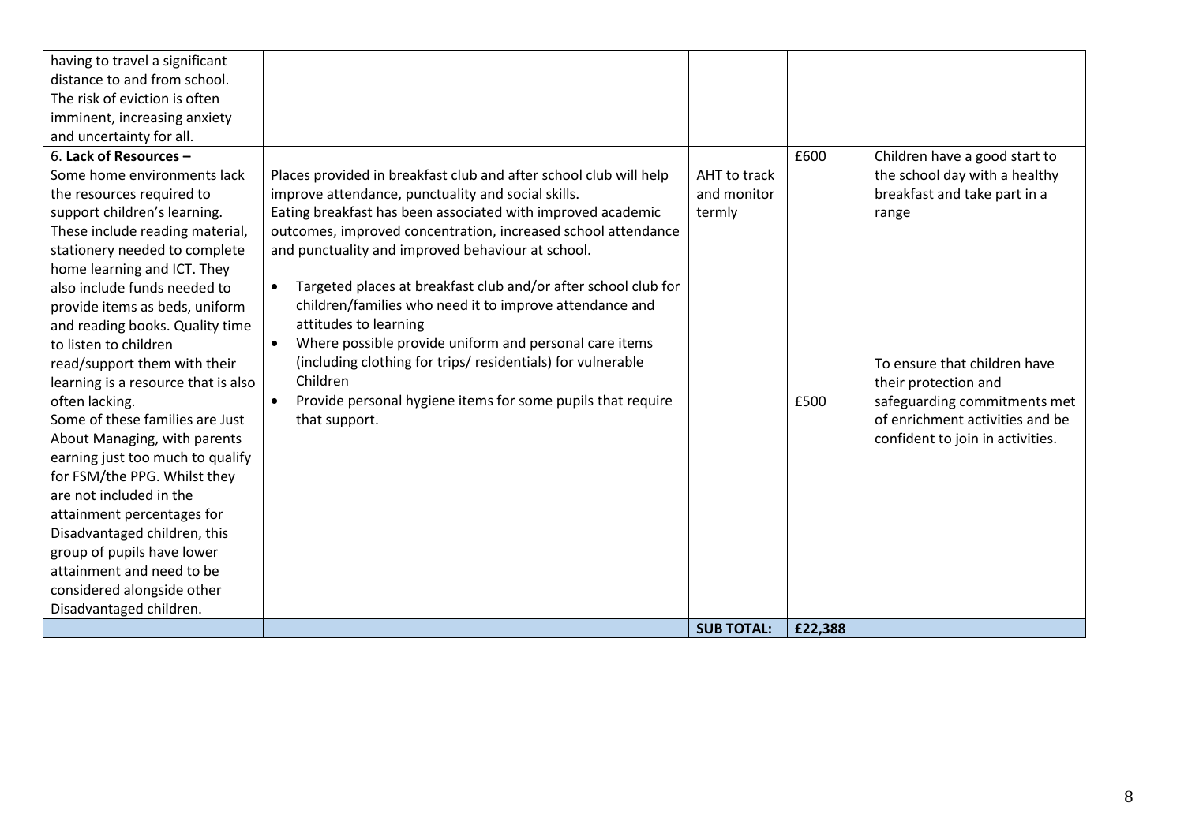| | | | | |
|---|---|---|---|---|
| having to travel a significant distance to and from school. The risk of eviction is often imminent, increasing anxiety and uncertainty for all. | | | | |
| 6. **Lack of Resources –** Some home environments lack the resources required to support children's learning. These include reading material, stationery needed to complete home learning and ICT. They also include funds needed to provide items as beds, uniform and reading books. Quality time to listen to children read/support them with their learning is a resource that is also often lacking. Some of these families are Just About Managing, with parents earning just too much to qualify for FSM/the PPG. Whilst they are not included in the attainment percentages for Disadvantaged children, this group of pupils have lower attainment and need to be considered alongside other Disadvantaged children. | Places provided in breakfast club and after school club will help improve attendance, punctuality and social skills. Eating breakfast has been associated with improved academic outcomes, improved concentration, increased school attendance and punctuality and improved behaviour at school. <br>• Targeted places at breakfast club and/or after school club for children/families who need it to improve attendance and attitudes to learning <br>• Where possible provide uniform and personal care items (including clothing for trips/ residentials) for vulnerable Children <br>• Provide personal hygiene items for some pupils that require that support. | AHT to track and monitor termly | £600 <br><br> £500 | Children have a good start to the school day with a healthy breakfast and take part in a range <br><br> To ensure that children have their protection and safeguarding commitments met of enrichment activities and be confident to join in activities. |
| | | **SUB TOTAL:** | **£22,388** | |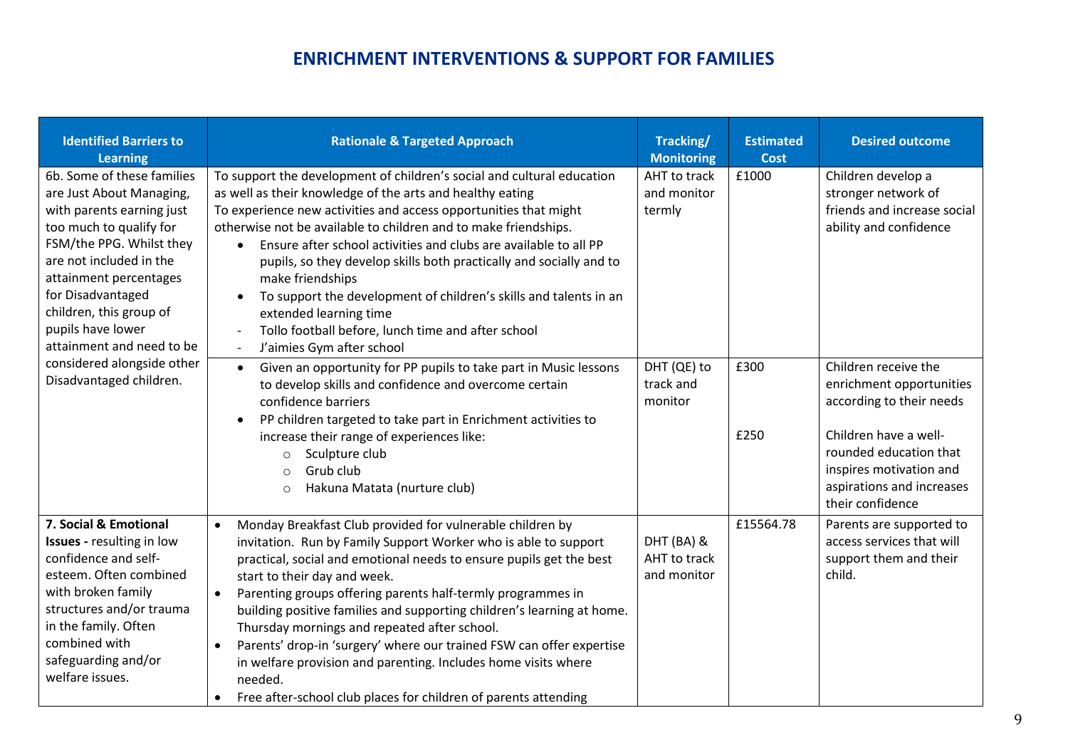## ENRICHMENT INTERVENTIONS & SUPPORT FOR FAMILIES

| Identified Barriers to Learning | Rationale & Targeted Approach | Tracking/ Monitoring | Estimated Cost | Desired outcome |
|---|---|---|---|---|
| 6b. Some of these families are Just About Managing, with parents earning just too much to qualify for FSM/the PPG. Whilst they are not included in the attainment percentages for Disadvantaged children, this group of pupils have lower attainment and need to be considered alongside other Disadvantaged children. | To support the development of children's social and cultural education as well as their knowledge of the arts and healthy eating<br>To experience new activities and access opportunities that might otherwise not be available to children and to make friendships.<br>• Ensure after school activities and clubs are available to all PP pupils, so they develop skills both practically and socially and to make friendships<br>• To support the development of children's skills and talents in an extended learning time<br>- Tollo football before, lunch time and after school<br>- J'aimies Gym after school | AHT to track and monitor termly | £1000 | Children develop a stronger network of friends and increase social ability and confidence |
| | • Given an opportunity for PP pupils to take part in Music lessons to develop skills and confidence and overcome certain confidence barriers<br>• PP children targeted to take part in Enrichment activities to increase their range of experiences like:<br>  ○ Sculpture club<br>  ○ Grub club<br>  ○ Hakuna Matata (nurture club) | DHT (QE) to track and monitor | £300<br><br>£250 | Children receive the enrichment opportunities according to their needs<br><br>Children have a well-rounded education that inspires motivation and aspirations and increases their confidence |
| **7. Social & Emotional Issues -** resulting in low confidence and self-esteem. Often combined with broken family structures and/or trauma in the family. Often combined with safeguarding and/or welfare issues. | • Monday Breakfast Club provided for vulnerable children by invitation. Run by Family Support Worker who is able to support practical, social and emotional needs to ensure pupils get the best start to their day and week.<br>• Parenting groups offering parents half-termly programmes in building positive families and supporting children's learning at home. Thursday mornings and repeated after school.<br>• Parents' drop-in 'surgery' where our trained FSW can offer expertise in welfare provision and parenting. Includes home visits where needed.<br>• Free after-school club places for children of parents attending | DHT (BA) & AHT to track and monitor | £15564.78 | Parents are supported to access services that will support them and their child. |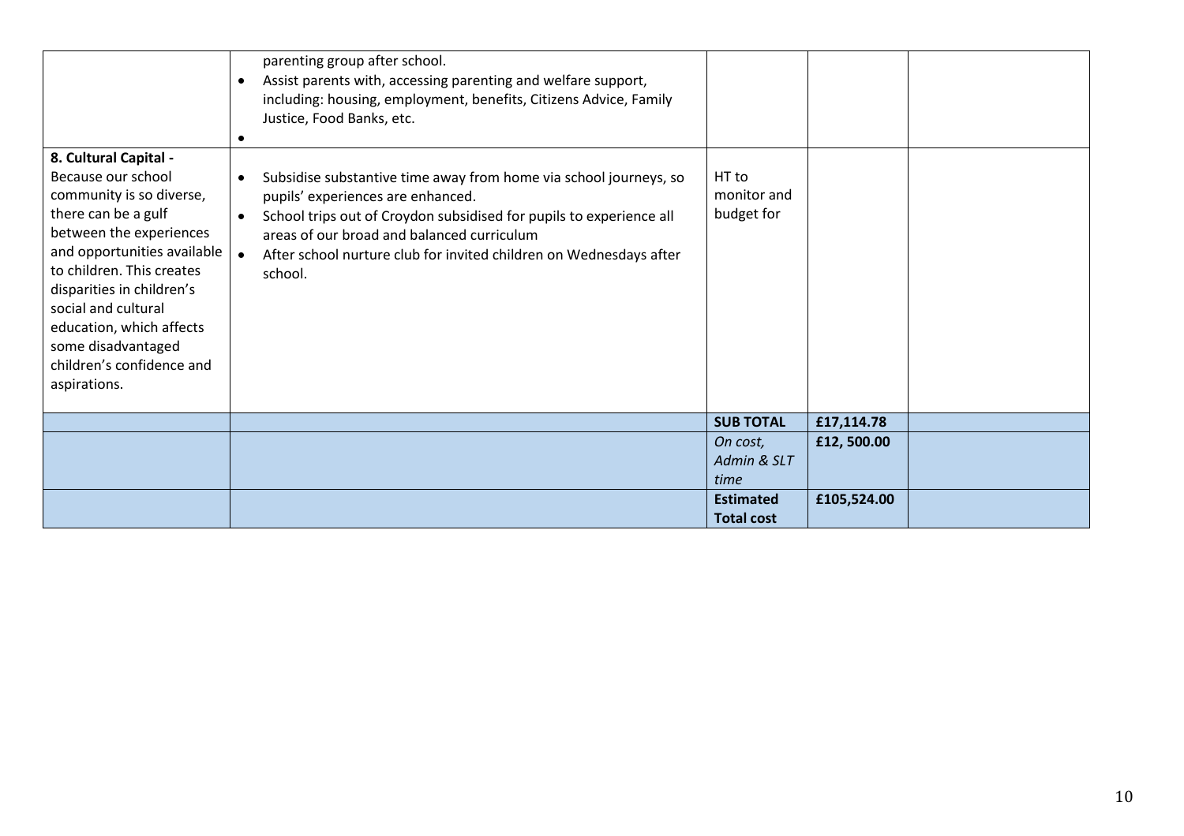| | | | | |
|---|---|---|---|---|
| | parenting group after school.<br>• Assist parents with, accessing parenting and welfare support, including: housing, employment, benefits, Citizens Advice, Family Justice, Food Banks, etc.<br>• | | | |
| **8. Cultural Capital -** Because our school community is so diverse, there can be a gulf between the experiences and opportunities available to children. This creates disparities in children's social and cultural education, which affects some disadvantaged children's confidence and aspirations. | • Subsidise substantive time away from home via school journeys, so pupils' experiences are enhanced.<br>• School trips out of Croydon subsidised for pupils to experience all areas of our broad and balanced curriculum<br>• After school nurture club for invited children on Wednesdays after school. | HT to monitor and budget for | | |
| | | **SUB TOTAL** | **£17,114.78** | |
| | | *On cost, Admin & SLT time* | **£12, 500.00** | |
| | | **Estimated Total cost** | **£105,524.00** | |